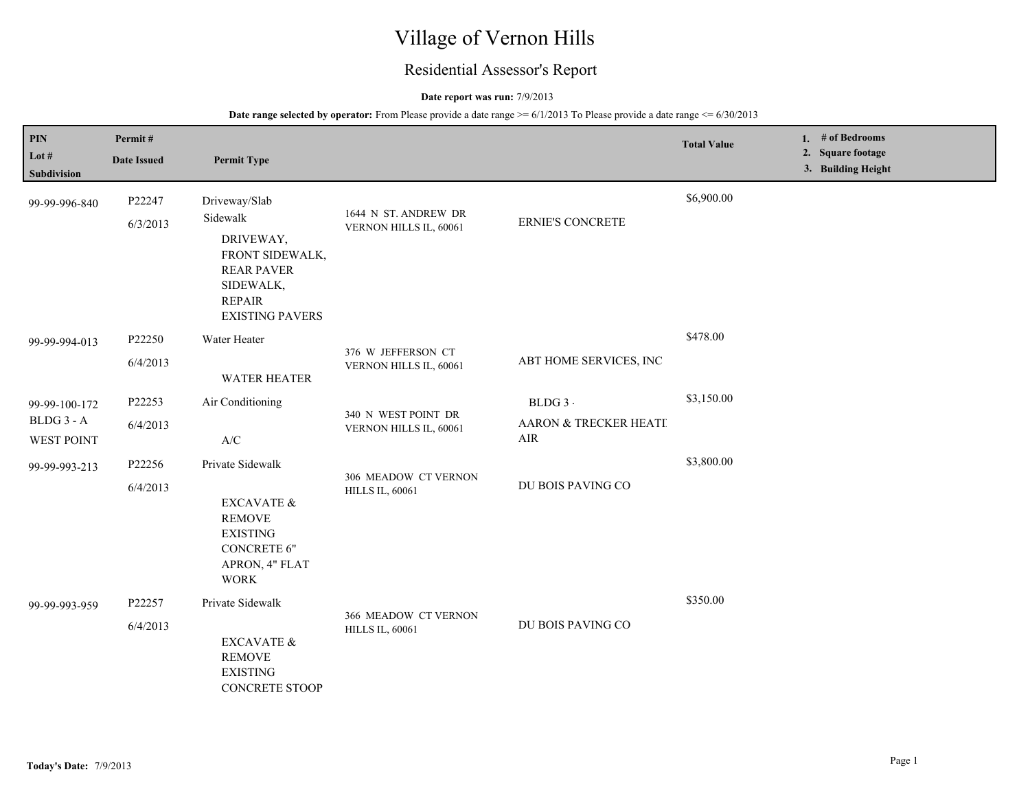# Village of Vernon Hills

## Residential Assessor's Report

**Date report was run:** 7/9/2013

**Date range selected by operator:** From Please provide a date range >= 6/1/2013 To Please provide a date range <= 6/30/2013

| PIN<br>Lot #<br>Subdivision | Permit #<br>Date Issued | Permit Type | | | Total Value | 1. # of Bedrooms<br>2. Square footage<br>3. Building Height |
|---|---|---|---|---|---|---|
| 99-99-996-840 | P22247<br>6/3/2013 | Driveway/Slab<br>Sidewalk<br>DRIVEWAY, FRONT SIDEWALK, REAR PAVER SIDEWALK, REPAIR EXISTING PAVERS | 1644 N ST. ANDREW DR<br>VERNON HILLS IL, 60061 | ERNIE'S CONCRETE | $6,900.00 | |
| 99-99-994-013 | P22250<br>6/4/2013 | Water Heater<br>WATER HEATER | 376 W JEFFERSON CT<br>VERNON HILLS IL, 60061 | ABT HOME SERVICES, INC | $478.00 | |
| 99-99-100-172<br>BLDG 3 - A<br>WEST POINT | P22253<br>6/4/2013 | Air Conditioning<br>A/C | 340 N WEST POINT DR<br>VERNON HILLS IL, 60061 | BLDG 3 -<br>AARON & TRECKER HEATI AIR | $3,150.00 | |
| 99-99-993-213 | P22256<br>6/4/2013 | Private Sidewalk<br>EXCAVATE & REMOVE EXISTING CONCRETE 6" APRON, 4" FLAT WORK | 306 MEADOW CT VERNON HILLS IL, 60061 | DU BOIS PAVING CO | $3,800.00 | |
| 99-99-993-959 | P22257<br>6/4/2013 | Private Sidewalk<br>EXCAVATE & REMOVE EXISTING CONCRETE STOOP | 366 MEADOW CT VERNON HILLS IL, 60061 | DU BOIS PAVING CO | $350.00 | |

**Today's Date:** 7/9/2013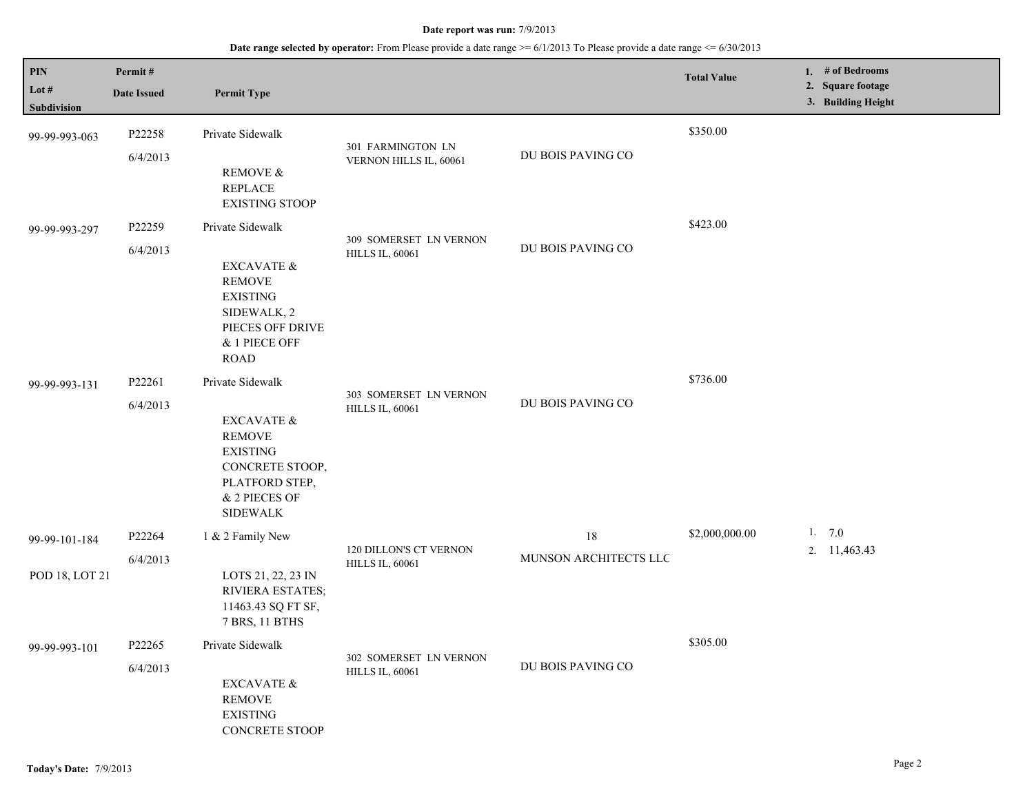**Date report was run:** 7/9/2013

**Date range selected by operator:** From Please provide a date range >= 6/1/2013 To Please provide a date range <= 6/30/2013

| PIN / Lot # / Subdivision | Permit # / Date Issued | Permit Type | Address | Contractor | Total Value | 1. # of Bedrooms 2. Square footage 3. Building Height |
|---|---|---|---|---|---|---|
| 99-99-993-063 | P22258 6/4/2013 | Private Sidewalk REMOVE & REPLACE EXISTING STOOP | 301 FARMINGTON LN VERNON HILLS IL, 60061 | DU BOIS PAVING CO | $350.00 | |
| 99-99-993-297 | P22259 6/4/2013 | Private Sidewalk EXCAVATE & REMOVE EXISTING SIDEWALK, 2 PIECES OFF DRIVE & 1 PIECE OFF ROAD | 309 SOMERSET LN VERNON HILLS IL, 60061 | DU BOIS PAVING CO | $423.00 | |
| 99-99-993-131 | P22261 6/4/2013 | Private Sidewalk EXCAVATE & REMOVE EXISTING CONCRETE STOOP, PLATFORD STEP, & 2 PIECES OF SIDEWALK | 303 SOMERSET LN VERNON HILLS IL, 60061 | DU BOIS PAVING CO | $736.00 | |
| 99-99-101-184 POD 18, LOT 21 | P22264 6/4/2013 | 1 & 2 Family New LOTS 21, 22, 23 IN RIVIERA ESTATES; 11463.43 SQ FT SF, 7 BRS, 11 BTHS | 120 DILLON'S CT VERNON HILLS IL, 60061 | 18 MUNSON ARCHITECTS LLC | $2,000,000.00 | 1. 7.0 2. 11,463.43 |
| 99-99-993-101 | P22265 6/4/2013 | Private Sidewalk EXCAVATE & REMOVE EXISTING CONCRETE STOOP | 302 SOMERSET LN VERNON HILLS IL, 60061 | DU BOIS PAVING CO | $305.00 | |

**Today's Date:** 7/9/2013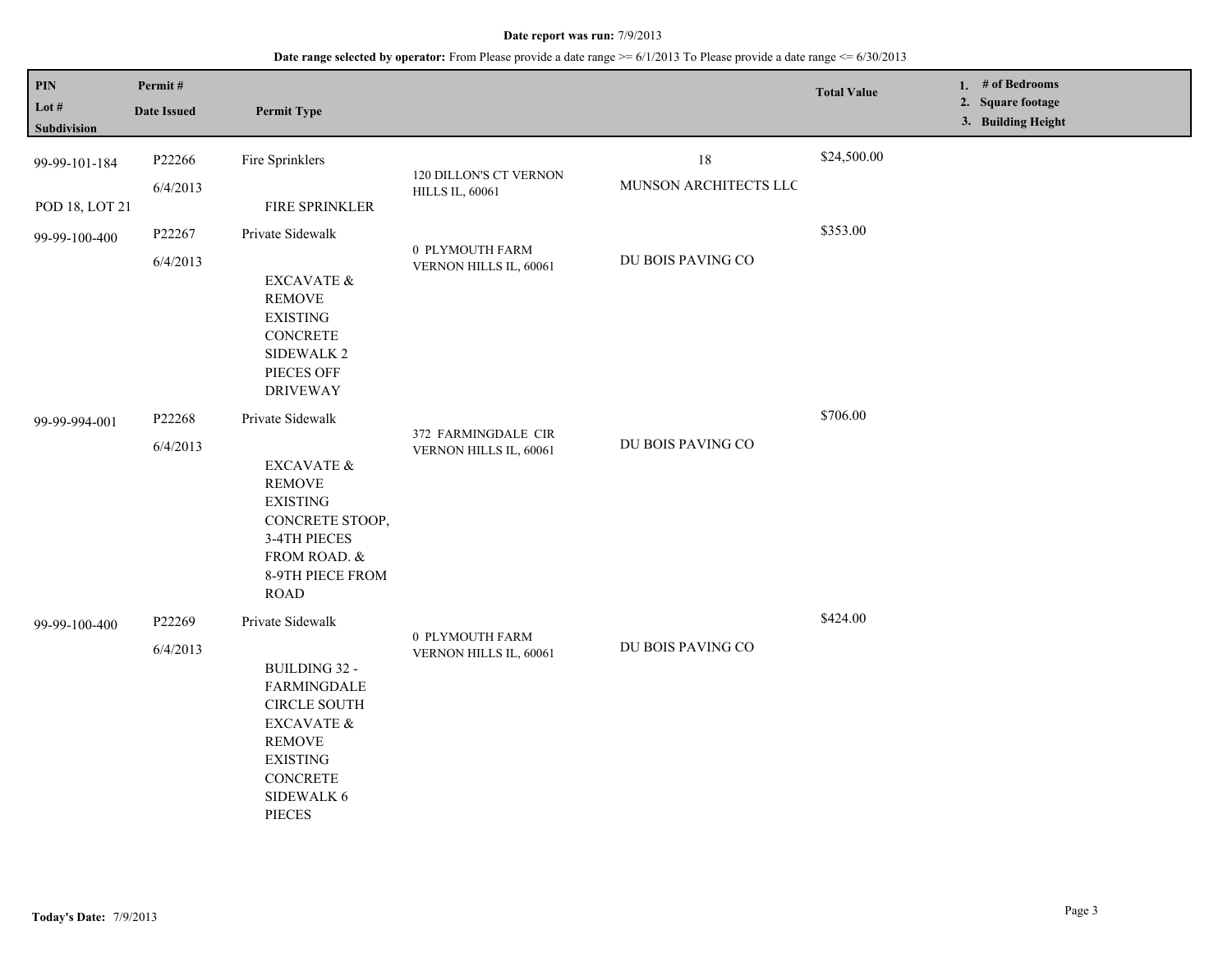**Date report was run:** 7/9/2013

**Date range selected by operator:** From Please provide a date range >= 6/1/2013 To Please provide a date range <= 6/30/2013

| PIN / Lot # / Subdivision | Permit # / Date Issued | Permit Type | | | Total Value | 1. # of Bedrooms 2. Square footage 3. Building Height |
|---|---|---|---|---|---|---|
| 99-99-101-184 POD 18, LOT 21 | P22266 6/4/2013 | Fire Sprinklers FIRE SPRINKLER | 120 DILLON'S CT VERNON HILLS IL, 60061 | 18 MUNSON ARCHITECTS LLC | $24,500.00 | |
| 99-99-100-400 | P22267 6/4/2013 | Private Sidewalk EXCAVATE & REMOVE EXISTING CONCRETE SIDEWALK 2 PIECES OFF DRIVEWAY | 0 PLYMOUTH FARM VERNON HILLS IL, 60061 | DU BOIS PAVING CO | $353.00 | |
| 99-99-994-001 | P22268 6/4/2013 | Private Sidewalk EXCAVATE & REMOVE EXISTING CONCRETE STOOP, 3-4TH PIECES FROM ROAD. & 8-9TH PIECE FROM ROAD | 372 FARMINGDALE CIR VERNON HILLS IL, 60061 | DU BOIS PAVING CO | $706.00 | |
| 99-99-100-400 | P22269 6/4/2013 | Private Sidewalk BUILDING 32 - FARMINGDALE CIRCLE SOUTH EXCAVATE & REMOVE EXISTING CONCRETE SIDEWALK 6 PIECES | 0 PLYMOUTH FARM VERNON HILLS IL, 60061 | DU BOIS PAVING CO | $424.00 | |

**Today's Date:** 7/9/2013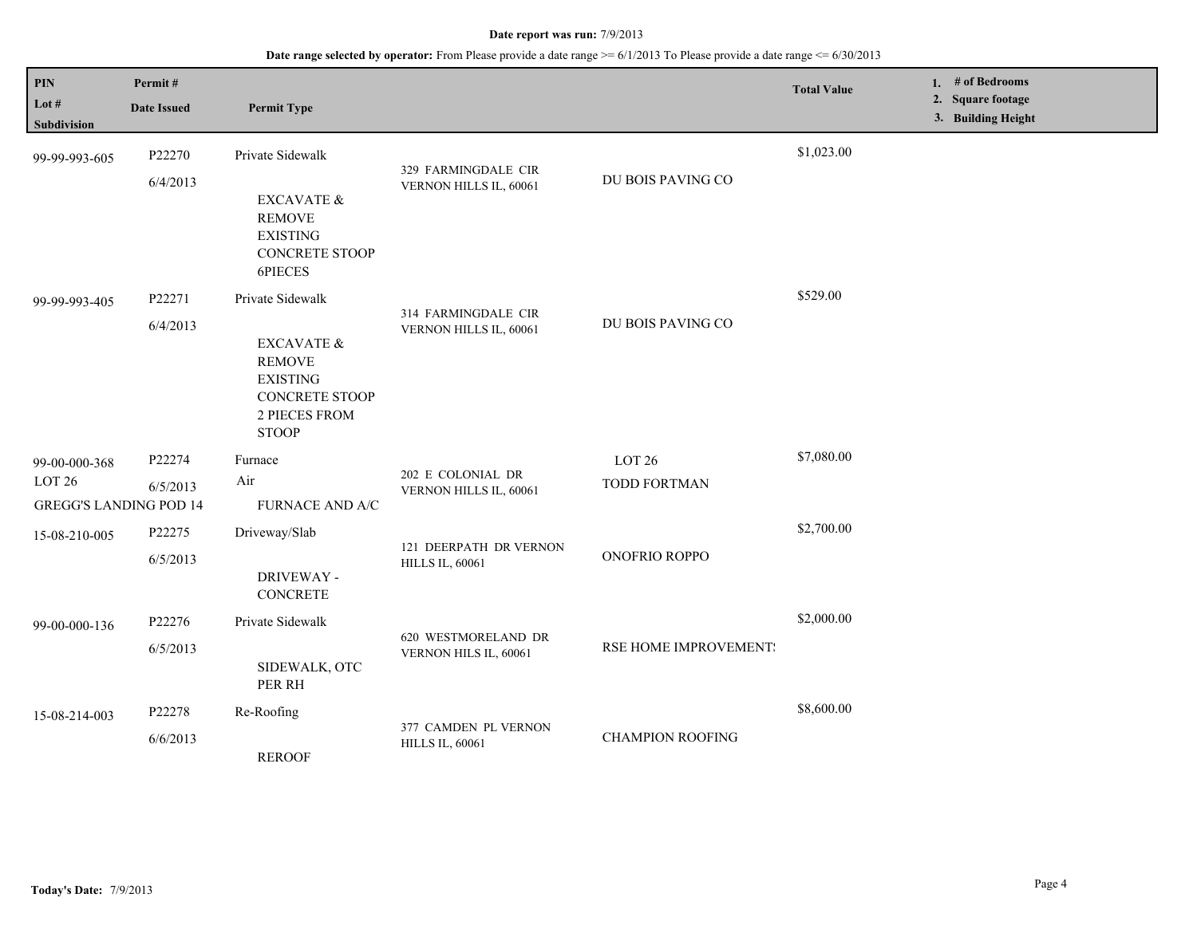**Date report was run:** 7/9/2013

**Date range selected by operator:** From Please provide a date range >= 6/1/2013 To Please provide a date range <= 6/30/2013

| PIN / Lot # / Subdivision | Permit # / Date Issued | Permit Type | | | Total Value | 1. # of Bedrooms 2. Square footage 3. Building Height |
|---|---|---|---|---|---|---|
| 99-99-993-605 | P22270<br>6/4/2013 | Private Sidewalk<br>EXCAVATE & REMOVE EXISTING CONCRETE STOOP 6PIECES | 329 FARMINGDALE CIR VERNON HILLS IL, 60061 | DU BOIS PAVING CO | $1,023.00 | |
| 99-99-993-405 | P22271<br>6/4/2013 | Private Sidewalk<br>EXCAVATE & REMOVE EXISTING CONCRETE STOOP 2 PIECES FROM STOOP | 314 FARMINGDALE CIR VERNON HILLS IL, 60061 | DU BOIS PAVING CO | $529.00 | |
| 99-00-000-368<br>LOT 26<br>GREGG'S LANDING POD 14 | P22274<br>6/5/2013 | Furnace<br>Air<br>FURNACE AND A/C | 202 E COLONIAL DR VERNON HILLS IL, 60061 | LOT 26<br>TODD FORTMAN | $7,080.00 | |
| 15-08-210-005 | P22275<br>6/5/2013 | Driveway/Slab<br>DRIVEWAY - CONCRETE | 121 DEERPATH DR VERNON HILLS IL, 60061 | ONOFRIO ROPPO | $2,700.00 | |
| 99-00-000-136 | P22276<br>6/5/2013 | Private Sidewalk<br>SIDEWALK, OTC PER RH | 620 WESTMORELAND DR VERNON HILS IL, 60061 | RSE HOME IMPROVEMENT! | $2,000.00 | |
| 15-08-214-003 | P22278<br>6/6/2013 | Re-Roofing<br>REROOF | 377 CAMDEN PL VERNON HILLS IL, 60061 | CHAMPION ROOFING | $8,600.00 | |

**Today's Date:** 7/9/2013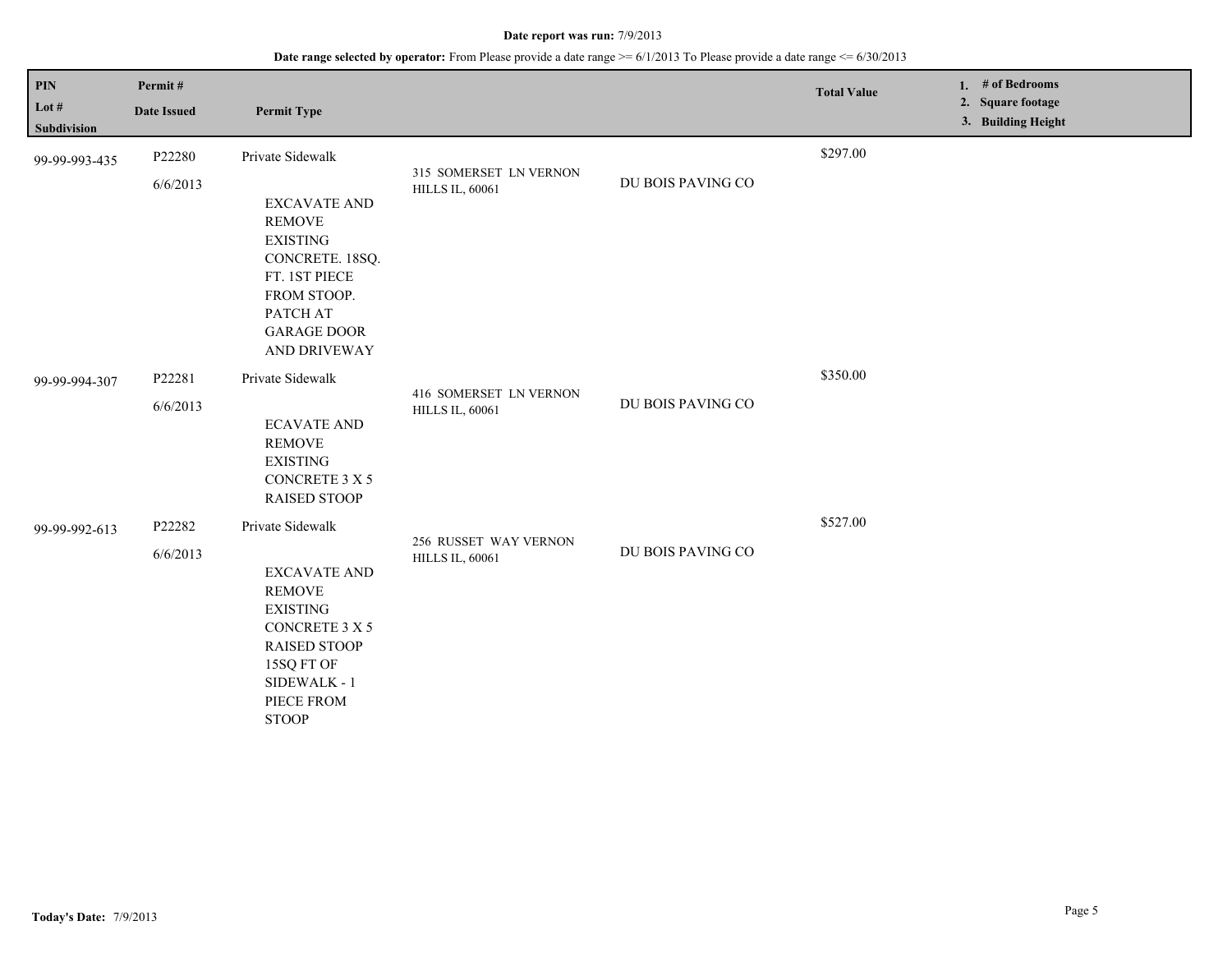**Date report was run:** 7/9/2013

**Date range selected by operator:** From Please provide a date range >= 6/1/2013 To Please provide a date range <= 6/30/2013

| PIN<br>Lot #<br>Subdivision | Permit #<br>Date Issued | Permit Type | | | Total Value | 1. # of Bedrooms<br>2. Square footage<br>3. Building Height |
|---|---|---|---|---|---|---|
| 99-99-993-435 | P22280<br>6/6/2013 | Private Sidewalk<br>EXCAVATE AND REMOVE EXISTING CONCRETE. 18SQ. FT. 1ST PIECE FROM STOOP. PATCH AT GARAGE DOOR AND DRIVEWAY | 315 SOMERSET LN VERNON HILLS IL, 60061 | DU BOIS PAVING CO | $297.00 | |
| 99-99-994-307 | P22281<br>6/6/2013 | Private Sidewalk<br>ECAVATE AND REMOVE EXISTING CONCRETE 3 X 5 RAISED STOOP | 416 SOMERSET LN VERNON HILLS IL, 60061 | DU BOIS PAVING CO | $350.00 | |
| 99-99-992-613 | P22282<br>6/6/2013 | Private Sidewalk<br>EXCAVATE AND REMOVE EXISTING CONCRETE 3 X 5 RAISED STOOP 15SQ FT OF SIDEWALK - 1 PIECE FROM STOOP | 256 RUSSET WAY VERNON HILLS IL, 60061 | DU BOIS PAVING CO | $527.00 | |

**Today's Date:** 7/9/2013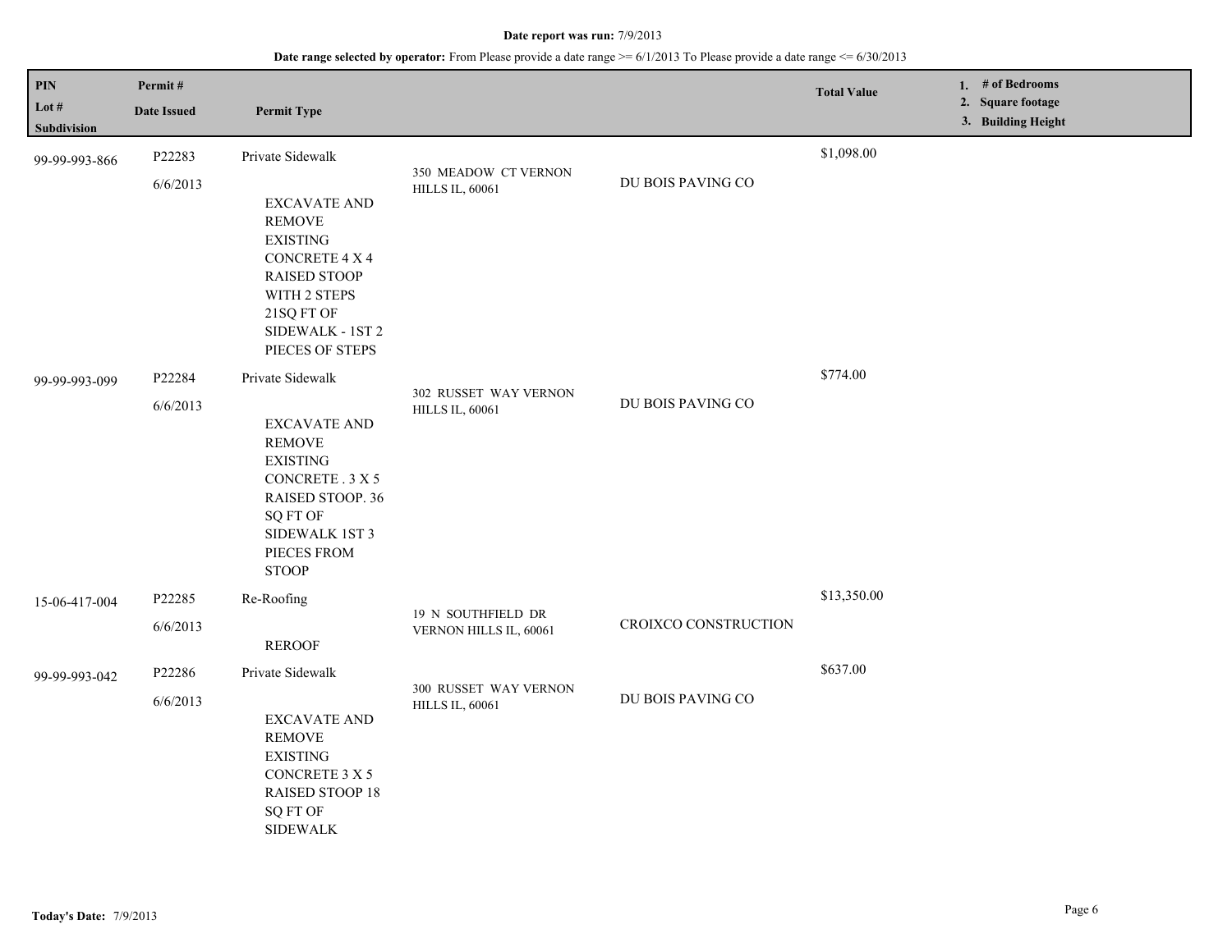**Date report was run:** 7/9/2013

**Date range selected by operator:** From Please provide a date range >= 6/1/2013 To Please provide a date range <= 6/30/2013

| PIN<br>Lot #<br>Subdivision | Permit #<br>Date Issued | Permit Type | | | Total Value | 1. # of Bedrooms<br>2. Square footage<br>3. Building Height |
|---|---|---|---|---|---|---|
| 99-99-993-866 | P22283<br>6/6/2013 | Private Sidewalk<br>EXCAVATE AND REMOVE EXISTING CONCRETE 4 X 4 RAISED STOOP WITH 2 STEPS 21SQ FT OF SIDEWALK - 1ST 2 PIECES OF STEPS | 350 MEADOW CT VERNON HILLS IL, 60061 | DU BOIS PAVING CO | $1,098.00 | |
| 99-99-993-099 | P22284<br>6/6/2013 | Private Sidewalk<br>EXCAVATE AND REMOVE EXISTING CONCRETE . 3 X 5 RAISED STOOP. 36 SQ FT OF SIDEWALK 1ST 3 PIECES FROM STOOP | 302 RUSSET WAY VERNON HILLS IL, 60061 | DU BOIS PAVING CO | $774.00 | |
| 15-06-417-004 | P22285<br>6/6/2013 | Re-Roofing<br>REROOF | 19 N SOUTHFIELD DR VERNON HILLS IL, 60061 | CROIXCO CONSTRUCTION | $13,350.00 | |
| 99-99-993-042 | P22286<br>6/6/2013 | Private Sidewalk<br>EXCAVATE AND REMOVE EXISTING CONCRETE 3 X 5 RAISED STOOP 18 SQ FT OF SIDEWALK | 300 RUSSET WAY VERNON HILLS IL, 60061 | DU BOIS PAVING CO | $637.00 | |

**Today's Date:** 7/9/2013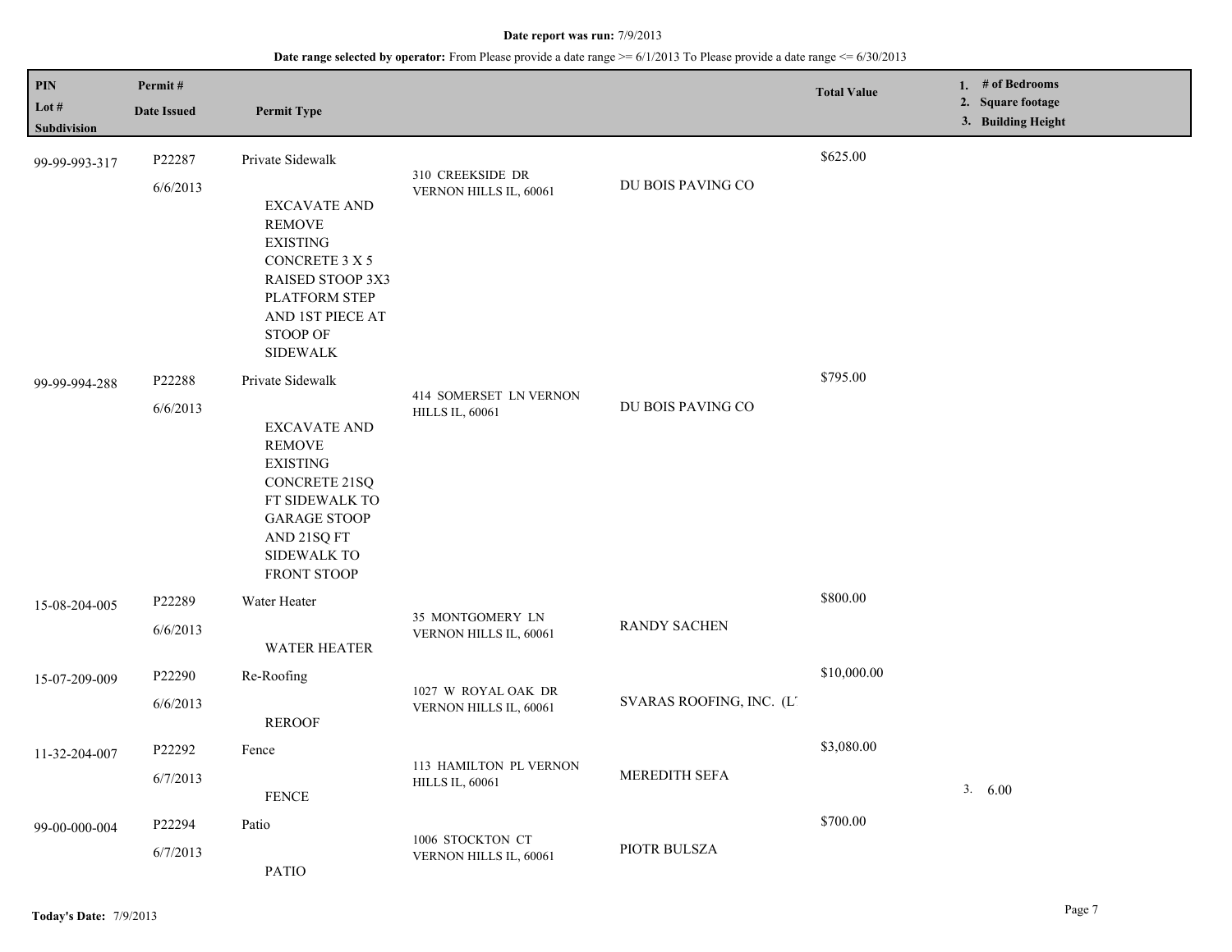**Date report was run:** 7/9/2013

**Date range selected by operator:** From Please provide a date range >= 6/1/2013 To Please provide a date range <= 6/30/2013

| PIN / Lot # / Subdivision | Permit # / Date Issued | Permit Type | | | Total Value | 1. # of Bedrooms 2. Square footage 3. Building Height |
|---|---|---|---|---|---|---|
| 99-99-993-317 | P22287 6/6/2013 | Private Sidewalk EXCAVATE AND REMOVE EXISTING CONCRETE 3 X 5 RAISED STOOP 3X3 PLATFORM STEP AND 1ST PIECE AT STOOP OF SIDEWALK | 310 CREEKSIDE DR VERNON HILLS IL, 60061 | DU BOIS PAVING CO | $625.00 | |
| 99-99-994-288 | P22288 6/6/2013 | Private Sidewalk EXCAVATE AND REMOVE EXISTING CONCRETE 21SQ FT SIDEWALK TO GARAGE STOOP AND 21SQ FT SIDEWALK TO FRONT STOOP | 414 SOMERSET LN VERNON HILLS IL, 60061 | DU BOIS PAVING CO | $795.00 | |
| 15-08-204-005 | P22289 6/6/2013 | Water Heater WATER HEATER | 35 MONTGOMERY LN VERNON HILLS IL, 60061 | RANDY SACHEN | $800.00 | |
| 15-07-209-009 | P22290 6/6/2013 | Re-Roofing REROOF | 1027 W ROYAL OAK DR VERNON HILLS IL, 60061 | SVARAS ROOFING, INC. (L | $10,000.00 | |
| 11-32-204-007 | P22292 6/7/2013 | Fence FENCE | 113 HAMILTON PL VERNON HILLS IL, 60061 | MEREDITH SEFA | $3,080.00 | 3. 6.00 |
| 99-00-000-004 | P22294 6/7/2013 | Patio PATIO | 1006 STOCKTON CT VERNON HILLS IL, 60061 | PIOTR BULSZA | $700.00 | |

**Today's Date:** 7/9/2013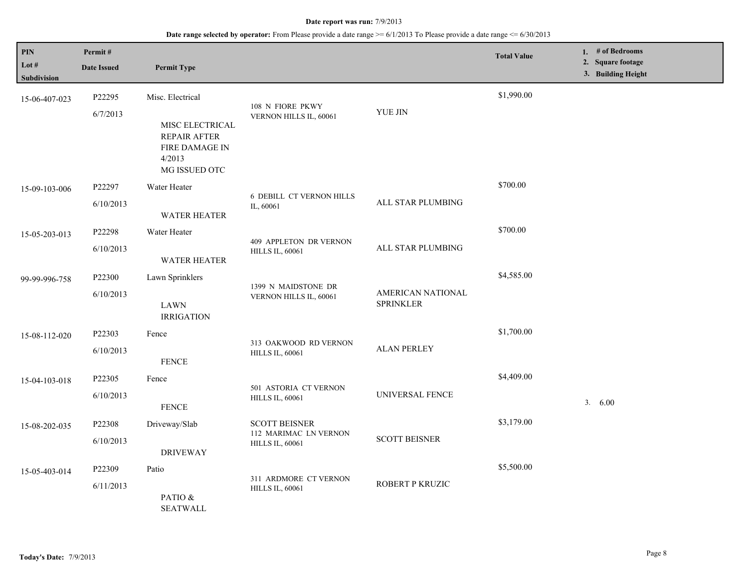**Date report was run:** 7/9/2013

**Date range selected by operator:** From Please provide a date range >= 6/1/2013 To Please provide a date range <= 6/30/2013

| PIN / Lot # / Subdivision | Permit # / Date Issued | Permit Type | | | Total Value | 1. # of Bedrooms 2. Square footage 3. Building Height |
|---|---|---|---|---|---|---|
| 15-06-407-023 | P22295 6/7/2013 | Misc. Electrical MISC ELECTRICAL REPAIR AFTER FIRE DAMAGE IN 4/2013 MG ISSUED OTC | 108 N FIORE PKWY VERNON HILLS IL, 60061 | YUE JIN | $1,990.00 | |
| 15-09-103-006 | P22297 6/10/2013 | Water Heater WATER HEATER | 6 DEBILL CT VERNON HILLS IL, 60061 | ALL STAR PLUMBING | $700.00 | |
| 15-05-203-013 | P22298 6/10/2013 | Water Heater WATER HEATER | 409 APPLETON DR VERNON HILLS IL, 60061 | ALL STAR PLUMBING | $700.00 | |
| 99-99-996-758 | P22300 6/10/2013 | Lawn Sprinklers LAWN IRRIGATION | 1399 N MAIDSTONE DR VERNON HILLS IL, 60061 | AMERICAN NATIONAL SPRINKLER | $4,585.00 | |
| 15-08-112-020 | P22303 6/10/2013 | Fence FENCE | 313 OAKWOOD RD VERNON HILLS IL, 60061 | ALAN PERLEY | $1,700.00 | |
| 15-04-103-018 | P22305 6/10/2013 | Fence FENCE | 501 ASTORIA CT VERNON HILLS IL, 60061 | UNIVERSAL FENCE | $4,409.00 | 3. 6.00 |
| 15-08-202-035 | P22308 6/10/2013 | Driveway/Slab DRIVEWAY | SCOTT BEISNER 112 MARIMAC LN VERNON HILLS IL, 60061 | SCOTT BEISNER | $3,179.00 | |
| 15-05-403-014 | P22309 6/11/2013 | Patio PATIO & SEATWALL | 311 ARDMORE CT VERNON HILLS IL, 60061 | ROBERT P KRUZIC | $5,500.00 | |

**Today's Date:** 7/9/2013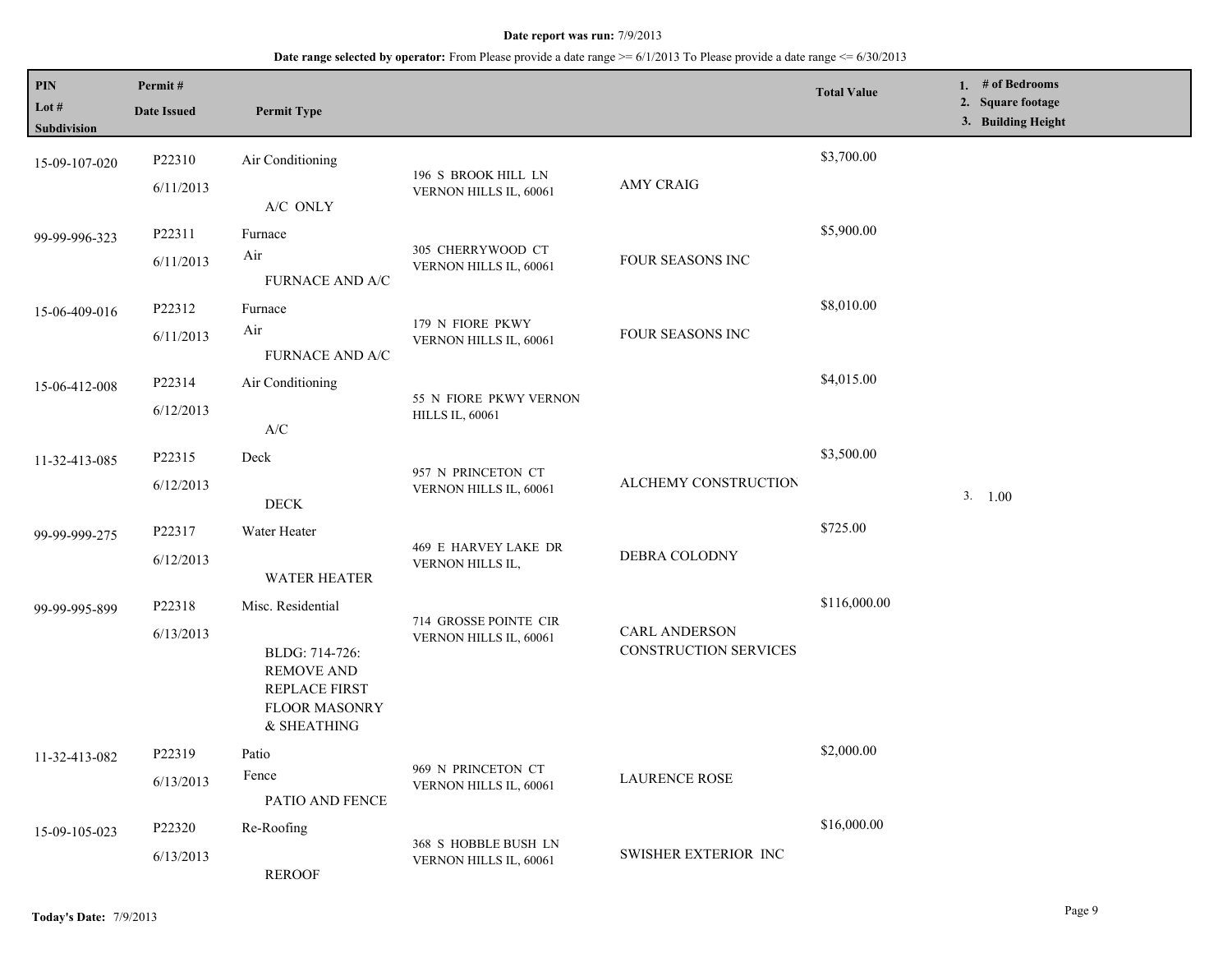**Date report was run:** 7/9/2013

**Date range selected by operator:** From Please provide a date range >= 6/1/2013 To Please provide a date range <= 6/30/2013

| PIN / Lot # / Subdivision | Permit # / Date Issued | Permit Type | | | Total Value | 1. # of Bedrooms 2. Square footage 3. Building Height |
|---|---|---|---|---|---|---|
| 15-09-107-020 | P22310 6/11/2013 | Air Conditioning<br>A/C ONLY | 196 S BROOK HILL LN VERNON HILLS IL, 60061 | AMY CRAIG | $3,700.00 | |
| 99-99-996-323 | P22311 6/11/2013 | Furnace<br>Air<br>FURNACE AND A/C | 305 CHERRYWOOD CT VERNON HILLS IL, 60061 | FOUR SEASONS INC | $5,900.00 | |
| 15-06-409-016 | P22312 6/11/2013 | Furnace<br>Air<br>FURNACE AND A/C | 179 N FIORE PKWY VERNON HILLS IL, 60061 | FOUR SEASONS INC | $8,010.00 | |
| 15-06-412-008 | P22314 6/12/2013 | Air Conditioning<br>A/C | 55 N FIORE PKWY VERNON HILLS IL, 60061 | | $4,015.00 | |
| 11-32-413-085 | P22315 6/12/2013 | Deck<br>DECK | 957 N PRINCETON CT VERNON HILLS IL, 60061 | ALCHEMY CONSTRUCTION | $3,500.00 | 3. 1.00 |
| 99-99-999-275 | P22317 6/12/2013 | Water Heater<br>WATER HEATER | 469 E HARVEY LAKE DR VERNON HILLS IL, | DEBRA COLODNY | $725.00 | |
| 99-99-995-899 | P22318 6/13/2013 | Misc. Residential<br>BLDG: 714-726: REMOVE AND REPLACE FIRST FLOOR MASONRY & SHEATHING | 714 GROSSE POINTE CIR VERNON HILLS IL, 60061 | CARL ANDERSON CONSTRUCTION SERVICES | $116,000.00 | |
| 11-32-413-082 | P22319 6/13/2013 | Patio<br>Fence<br>PATIO AND FENCE | 969 N PRINCETON CT VERNON HILLS IL, 60061 | LAURENCE ROSE | $2,000.00 | |
| 15-09-105-023 | P22320 6/13/2013 | Re-Roofing<br>REROOF | 368 S HOBBLE BUSH LN VERNON HILLS IL, 60061 | SWISHER EXTERIOR INC | $16,000.00 | |

**Today's Date:** 7/9/2013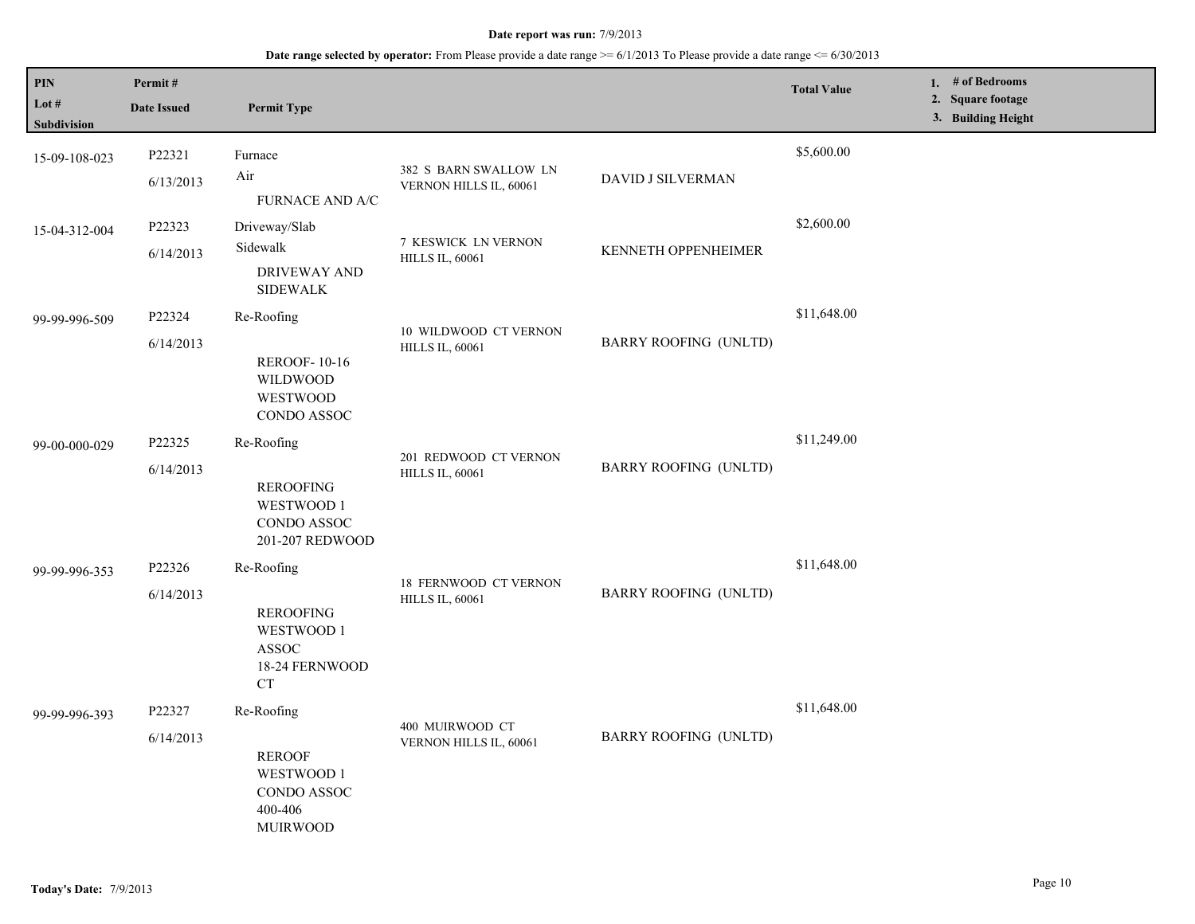**Date report was run:** 7/9/2013

**Date range selected by operator:** From Please provide a date range >= 6/1/2013 To Please provide a date range <= 6/30/2013

| PIN<br>Lot #<br>Subdivision | Permit #<br>Date Issued | Permit Type | | | Total Value | 1. # of Bedrooms<br>2. Square footage<br>3. Building Height |
|---|---|---|---|---|---|---|
| 15-09-108-023 | P22321<br>6/13/2013 | Furnace<br>Air<br>FURNACE AND A/C | 382 S BARN SWALLOW LN VERNON HILLS IL, 60061 | DAVID J SILVERMAN | $5,600.00 | |
| 15-04-312-004 | P22323<br>6/14/2013 | Driveway/Slab<br>Sidewalk<br>DRIVEWAY AND SIDEWALK | 7 KESWICK LN VERNON HILLS IL, 60061 | KENNETH OPPENHEIMER | $2,600.00 | |
| 99-99-996-509 | P22324<br>6/14/2013 | Re-Roofing<br>REROOF- 10-16 WILDWOOD WESTWOOD CONDO ASSOC | 10 WILDWOOD CT VERNON HILLS IL, 60061 | BARRY ROOFING (UNLTD) | $11,648.00 | |
| 99-00-000-029 | P22325<br>6/14/2013 | Re-Roofing<br>REROOFING WESTWOOD 1 CONDO ASSOC 201-207 REDWOOD | 201 REDWOOD CT VERNON HILLS IL, 60061 | BARRY ROOFING (UNLTD) | $11,249.00 | |
| 99-99-996-353 | P22326<br>6/14/2013 | Re-Roofing<br>REROOFING WESTWOOD 1 ASSOC 18-24 FERNWOOD CT | 18 FERNWOOD CT VERNON HILLS IL, 60061 | BARRY ROOFING (UNLTD) | $11,648.00 | |
| 99-99-996-393 | P22327<br>6/14/2013 | Re-Roofing<br>REROOF WESTWOOD 1 CONDO ASSOC 400-406 MUIRWOOD | 400 MUIRWOOD CT VERNON HILLS IL, 60061 | BARRY ROOFING (UNLTD) | $11,648.00 | |

**Today's Date:** 7/9/2013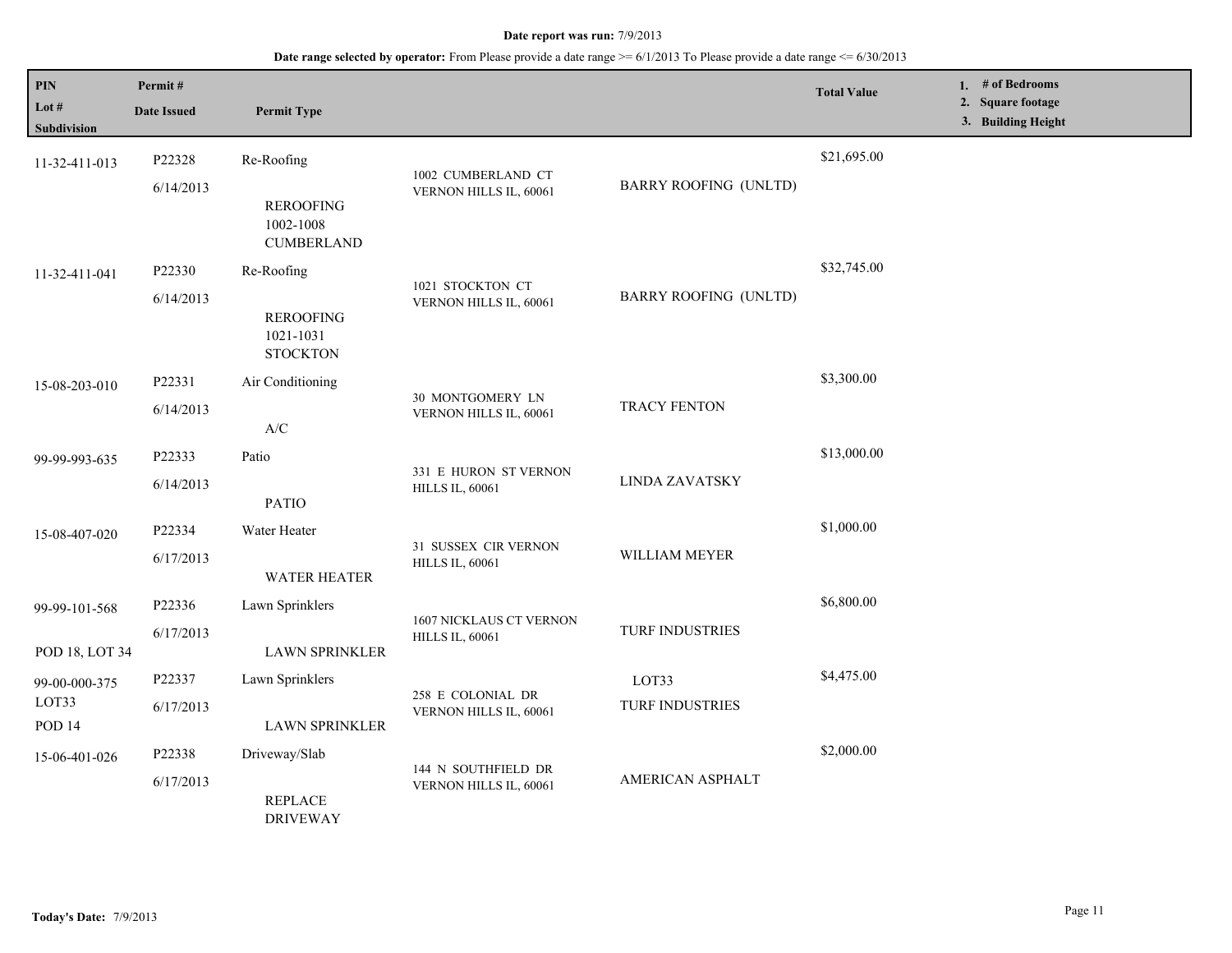**Date report was run:** 7/9/2013

**Date range selected by operator:** From Please provide a date range >= 6/1/2013 To Please provide a date range <= 6/30/2013

| PIN / Lot # / Subdivision | Permit # / Date Issued | Permit Type | | | Total Value | 1. # of Bedrooms 2. Square footage 3. Building Height |
|---|---|---|---|---|---|---|
| 11-32-411-013 | P22328 6/14/2013 | Re-Roofing REROOFING 1002-1008 CUMBERLAND | 1002 CUMBERLAND CT VERNON HILLS IL, 60061 | BARRY ROOFING (UNLTD) | $21,695.00 | |
| 11-32-411-041 | P22330 6/14/2013 | Re-Roofing REROOFING 1021-1031 STOCKTON | 1021 STOCKTON CT VERNON HILLS IL, 60061 | BARRY ROOFING (UNLTD) | $32,745.00 | |
| 15-08-203-010 | P22331 6/14/2013 | Air Conditioning A/C | 30 MONTGOMERY LN VERNON HILLS IL, 60061 | TRACY FENTON | $3,300.00 | |
| 99-99-993-635 | P22333 6/14/2013 | Patio PATIO | 331 E HURON ST VERNON HILLS IL, 60061 | LINDA ZAVATSKY | $13,000.00 | |
| 15-08-407-020 | P22334 6/17/2013 | Water Heater WATER HEATER | 31 SUSSEX CIR VERNON HILLS IL, 60061 | WILLIAM MEYER | $1,000.00 | |
| 99-99-101-568 POD 18, LOT 34 | P22336 6/17/2013 | Lawn Sprinklers LAWN SPRINKLER | 1607 NICKLAUS CT VERNON HILLS IL, 60061 | TURF INDUSTRIES | $6,800.00 | |
| 99-00-000-375 LOT33 POD 14 | P22337 6/17/2013 | Lawn Sprinklers LAWN SPRINKLER | 258 E COLONIAL DR VERNON HILLS IL, 60061 | LOT33 TURF INDUSTRIES | $4,475.00 | |
| 15-06-401-026 | P22338 6/17/2013 | Driveway/Slab REPLACE DRIVEWAY | 144 N SOUTHFIELD DR VERNON HILLS IL, 60061 | AMERICAN ASPHALT | $2,000.00 | |

**Today's Date:** 7/9/2013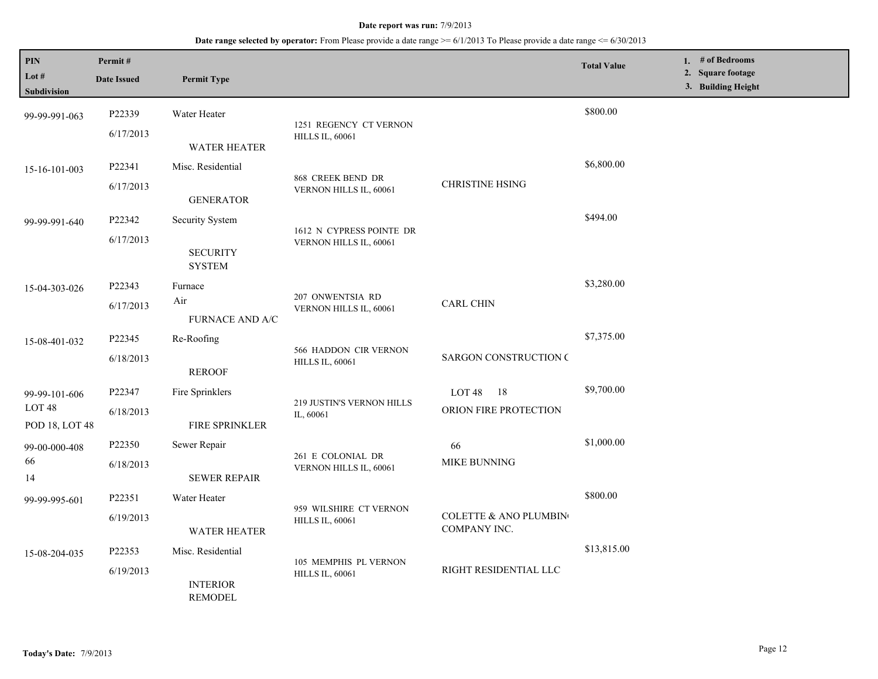**Date report was run:** 7/9/2013

**Date range selected by operator:** From Please provide a date range >= 6/1/2013 To Please provide a date range <= 6/30/2013

| PIN<br>Lot #<br>Subdivision | Permit #<br>Date Issued | Permit Type | | | Total Value | 1. # of Bedrooms<br>2. Square footage<br>3. Building Height |
|---|---|---|---|---|---|---|
| 99-99-991-063 | P22339<br>6/17/2013 | Water Heater<br>WATER HEATER | 1251 REGENCY CT VERNON HILLS IL, 60061 | | $800.00 | |
| 15-16-101-003 | P22341<br>6/17/2013 | Misc. Residential<br>GENERATOR | 868 CREEK BEND DR VERNON HILLS IL, 60061 | CHRISTINE HSING | $6,800.00 | |
| 99-99-991-640 | P22342<br>6/17/2013 | Security System<br>SECURITY SYSTEM | 1612 N CYPRESS POINTE DR VERNON HILLS IL, 60061 | | $494.00 | |
| 15-04-303-026 | P22343<br>6/17/2013 | Furnace<br>Air<br>FURNACE AND A/C | 207 ONWENTSIA RD VERNON HILLS IL, 60061 | CARL CHIN | $3,280.00 | |
| 15-08-401-032 | P22345<br>6/18/2013 | Re-Roofing<br>REROOF | 566 HADDON CIR VERNON HILLS IL, 60061 | SARGON CONSTRUCTION C | $7,375.00 | |
| 99-99-101-606<br>LOT 48<br>POD 18, LOT 48 | P22347<br>6/18/2013 | Fire Sprinklers<br>FIRE SPRINKLER | 219 JUSTIN'S VERNON HILLS IL, 60061 | LOT 48 18<br>ORION FIRE PROTECTION | $9,700.00 | |
| 99-00-000-408<br>66<br>14 | P22350<br>6/18/2013 | Sewer Repair<br>SEWER REPAIR | 261 E COLONIAL DR VERNON HILLS IL, 60061 | 66<br>MIKE BUNNING | $1,000.00 | |
| 99-99-995-601 | P22351<br>6/19/2013 | Water Heater<br>WATER HEATER | 959 WILSHIRE CT VERNON HILLS IL, 60061 | COLETTE & ANO PLUMBIN COMPANY INC. | $800.00 | |
| 15-08-204-035 | P22353<br>6/19/2013 | Misc. Residential<br>INTERIOR REMODEL | 105 MEMPHIS PL VERNON HILLS IL, 60061 | RIGHT RESIDENTIAL LLC | $13,815.00 | |

**Today's Date:** 7/9/2013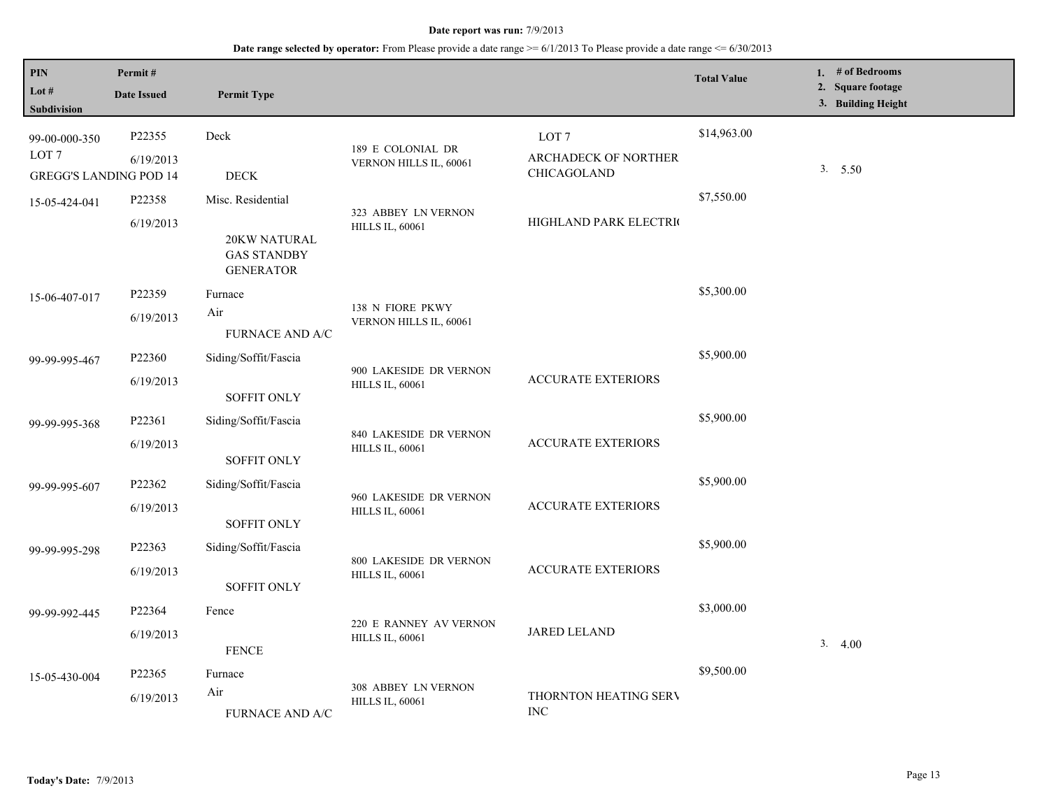**Date report was run:** 7/9/2013

**Date range selected by operator:** From Please provide a date range >= 6/1/2013 To Please provide a date range <= 6/30/2013

| PIN / Lot # / Subdivision | Permit # / Date Issued | Permit Type | Address | Contractor | Total Value | 1. # of Bedrooms 2. Square footage 3. Building Height |
|---|---|---|---|---|---|---|
| 99-00-000-350<br>LOT 7<br>GREGG'S LANDING POD 14 | P22355<br>6/19/2013 | Deck<br>DECK | 189 E COLONIAL DR VERNON HILLS IL, 60061 | LOT 7<br>ARCHADECK OF NORTHER CHICAGOLAND | $14,963.00 | 3. 5.50 |
| 15-05-424-041 | P22358<br>6/19/2013 | Misc. Residential<br>20KW NATURAL GAS STANDBY GENERATOR | 323 ABBEY LN VERNON HILLS IL, 60061 | HIGHLAND PARK ELECTRI( | $7,550.00 | |
| 15-06-407-017 | P22359<br>6/19/2013 | Furnace<br>Air<br>FURNACE AND A/C | 138 N FIORE PKWY VERNON HILLS IL, 60061 | | $5,300.00 | |
| 99-99-995-467 | P22360<br>6/19/2013 | Siding/Soffit/Fascia<br>SOFFIT ONLY | 900 LAKESIDE DR VERNON HILLS IL, 60061 | ACCURATE EXTERIORS | $5,900.00 | |
| 99-99-995-368 | P22361<br>6/19/2013 | Siding/Soffit/Fascia<br>SOFFIT ONLY | 840 LAKESIDE DR VERNON HILLS IL, 60061 | ACCURATE EXTERIORS | $5,900.00 | |
| 99-99-995-607 | P22362<br>6/19/2013 | Siding/Soffit/Fascia<br>SOFFIT ONLY | 960 LAKESIDE DR VERNON HILLS IL, 60061 | ACCURATE EXTERIORS | $5,900.00 | |
| 99-99-995-298 | P22363<br>6/19/2013 | Siding/Soffit/Fascia<br>SOFFIT ONLY | 800 LAKESIDE DR VERNON HILLS IL, 60061 | ACCURATE EXTERIORS | $5,900.00 | |
| 99-99-992-445 | P22364<br>6/19/2013 | Fence<br>FENCE | 220 E RANNEY AV VERNON HILLS IL, 60061 | JARED LELAND | $3,000.00 | 3. 4.00 |
| 15-05-430-004 | P22365<br>6/19/2013 | Furnace<br>Air<br>FURNACE AND A/C | 308 ABBEY LN VERNON HILLS IL, 60061 | THORNTON HEATING SERV INC | $9,500.00 | |

**Today's Date:** 7/9/2013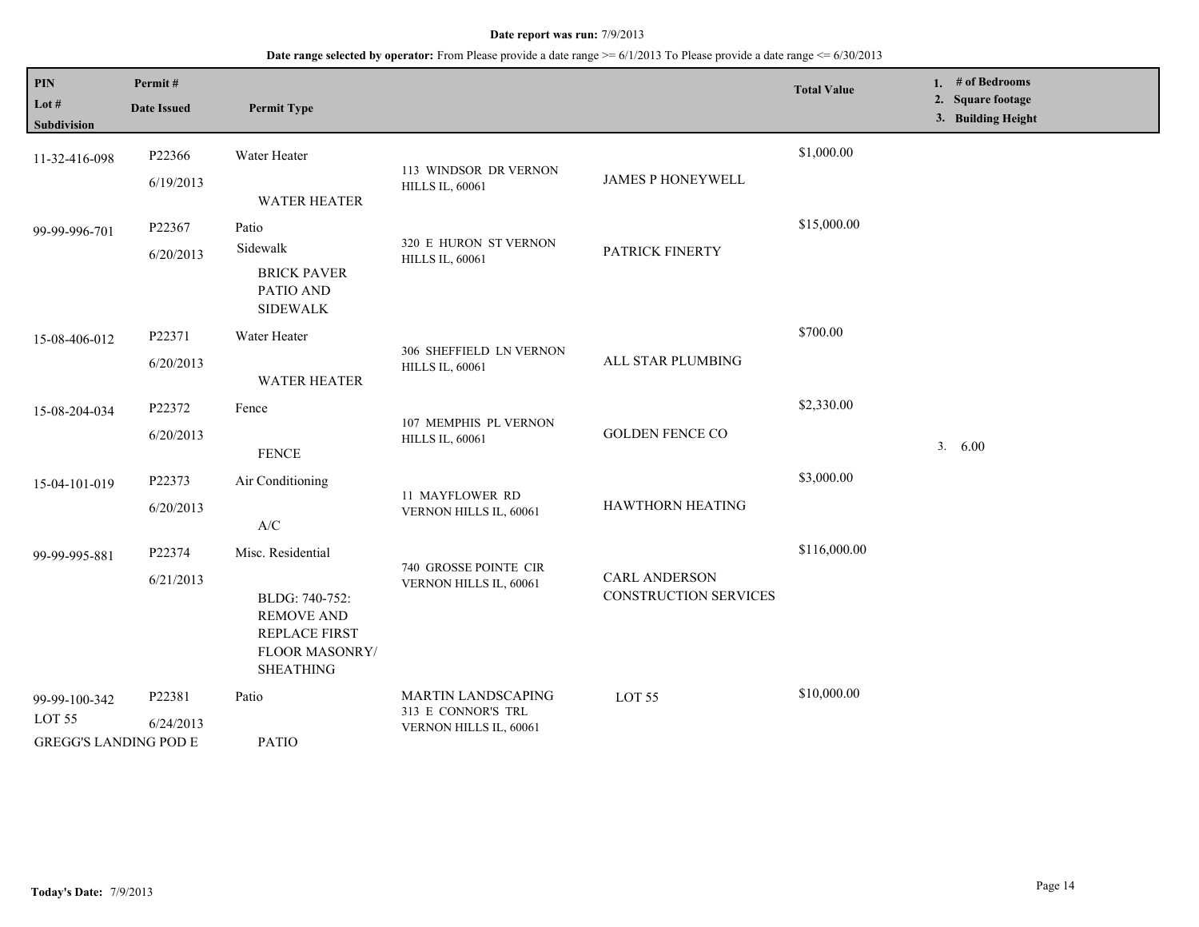**Date report was run:** 7/9/2013

**Date range selected by operator:** From Please provide a date range >= 6/1/2013 To Please provide a date range <= 6/30/2013

| PIN<br>Lot #<br>Subdivision | Permit #<br>Date Issued | Permit Type | | | Total Value | 1. # of Bedrooms<br>2. Square footage<br>3. Building Height |
|---|---|---|---|---|---|---|
| 11-32-416-098 | P22366<br>6/19/2013 | Water Heater<br>WATER HEATER | 113 WINDSOR DR VERNON HILLS IL, 60061 | JAMES P HONEYWELL | $1,000.00 | |
| 99-99-996-701 | P22367<br>6/20/2013 | Patio<br>Sidewalk<br>BRICK PAVER PATIO AND SIDEWALK | 320 E HURON ST VERNON HILLS IL, 60061 | PATRICK FINERTY | $15,000.00 | |
| 15-08-406-012 | P22371<br>6/20/2013 | Water Heater<br>WATER HEATER | 306 SHEFFIELD LN VERNON HILLS IL, 60061 | ALL STAR PLUMBING | $700.00 | |
| 15-08-204-034 | P22372<br>6/20/2013 | Fence<br>FENCE | 107 MEMPHIS PL VERNON HILLS IL, 60061 | GOLDEN FENCE CO | $2,330.00 | 3. 6.00 |
| 15-04-101-019 | P22373<br>6/20/2013 | Air Conditioning<br>A/C | 11 MAYFLOWER RD VERNON HILLS IL, 60061 | HAWTHORN HEATING | $3,000.00 | |
| 99-99-995-881 | P22374<br>6/21/2013 | Misc. Residential<br>BLDG: 740-752: REMOVE AND REPLACE FIRST FLOOR MASONRY/ SHEATHING | 740 GROSSE POINTE CIR VERNON HILLS IL, 60061 | CARL ANDERSON CONSTRUCTION SERVICES | $116,000.00 | |
| 99-99-100-342<br>LOT 55<br>GREGG'S LANDING POD E | P22381<br>6/24/2013 | Patio<br>PATIO | MARTIN LANDSCAPING<br>313 E CONNOR'S TRL VERNON HILLS IL, 60061 | LOT 55 | $10,000.00 | |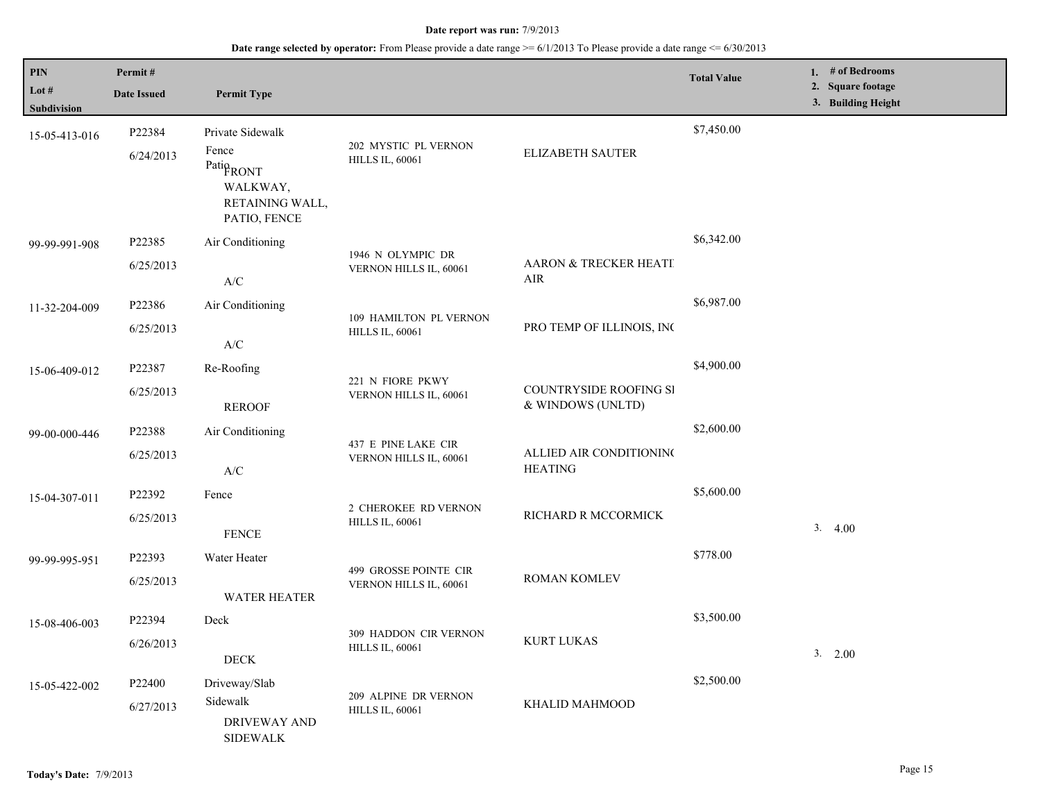**Date report was run:** 7/9/2013

**Date range selected by operator:** From Please provide a date range >= 6/1/2013 To Please provide a date range <= 6/30/2013

| PIN<br>Lot #<br>Subdivision | Permit #<br>Date Issued | Permit Type | | | Total Value | 1. # of Bedrooms<br>2. Square footage<br>3. Building Height |
|---|---|---|---|---|---|---|
| 15-05-413-016 | P22384<br>6/24/2013 | Private Sidewalk<br>Fence<br>Patio<br>FRONT WALKWAY, RETAINING WALL, PATIO, FENCE | 202 MYSTIC PL VERNON HILLS IL, 60061 | ELIZABETH SAUTER | $7,450.00 | |
| 99-99-991-908 | P22385<br>6/25/2013 | Air Conditioning<br>A/C | 1946 N OLYMPIC DR VERNON HILLS IL, 60061 | AARON & TRECKER HEATI AIR | $6,342.00 | |
| 11-32-204-009 | P22386<br>6/25/2013 | Air Conditioning<br>A/C | 109 HAMILTON PL VERNON HILLS IL, 60061 | PRO TEMP OF ILLINOIS, INC | $6,987.00 | |
| 15-06-409-012 | P22387<br>6/25/2013 | Re-Roofing<br>REROOF | 221 N FIORE PKWY VERNON HILLS IL, 60061 | COUNTRYSIDE ROOFING SI & WINDOWS (UNLTD) | $4,900.00 | |
| 99-00-000-446 | P22388<br>6/25/2013 | Air Conditioning<br>A/C | 437 E PINE LAKE CIR VERNON HILLS IL, 60061 | ALLIED AIR CONDITIONING HEATING | $2,600.00 | |
| 15-04-307-011 | P22392<br>6/25/2013 | Fence<br>FENCE | 2 CHEROKEE RD VERNON HILLS IL, 60061 | RICHARD R MCCORMICK | $5,600.00 | 3. 4.00 |
| 99-99-995-951 | P22393<br>6/25/2013 | Water Heater<br>WATER HEATER | 499 GROSSE POINTE CIR VERNON HILLS IL, 60061 | ROMAN KOMLEV | $778.00 | |
| 15-08-406-003 | P22394<br>6/26/2013 | Deck<br>DECK | 309 HADDON CIR VERNON HILLS IL, 60061 | KURT LUKAS | $3,500.00 | 3. 2.00 |
| 15-05-422-002 | P22400<br>6/27/2013 | Driveway/Slab<br>Sidewalk<br>DRIVEWAY AND SIDEWALK | 209 ALPINE DR VERNON HILLS IL, 60061 | KHALID MAHMOOD | $2,500.00 | |

**Today's Date:** 7/9/2013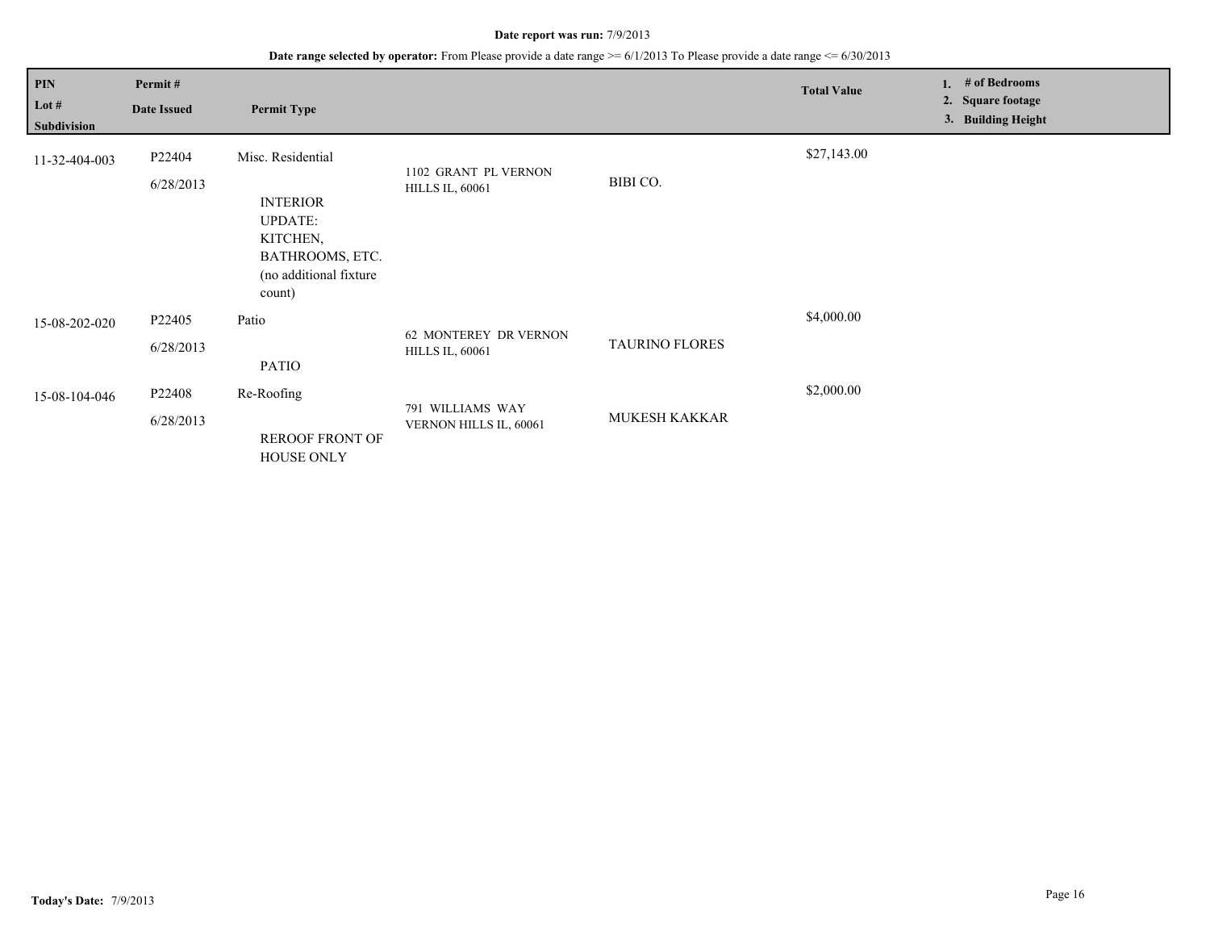**Date report was run:** 7/9/2013

**Date range selected by operator:** From Please provide a date range >= 6/1/2013 To Please provide a date range <= 6/30/2013

| PIN<br>Lot #<br>Subdivision | Permit #<br>Date Issued | Permit Type | | | Total Value | 1. # of Bedrooms<br>2. Square footage<br>3. Building Height |
|---|---|---|---|---|---|---|
| 11-32-404-003 | P22404<br>6/28/2013 | Misc. Residential<br><br>INTERIOR UPDATE: KITCHEN, BATHROOMS, ETC. (no additional fixture count) | 1102 GRANT PL VERNON HILLS IL, 60061 | BIBI CO. | $27,143.00 | |
| 15-08-202-020 | P22405<br>6/28/2013 | Patio<br><br>PATIO | 62 MONTEREY DR VERNON HILLS IL, 60061 | TAURINO FLORES | $4,000.00 | |
| 15-08-104-046 | P22408<br>6/28/2013 | Re-Roofing<br><br>REROOF FRONT OF HOUSE ONLY | 791 WILLIAMS WAY VERNON HILLS IL, 60061 | MUKESH KAKKAR | $2,000.00 | |

**Today's Date:** 7/9/2013